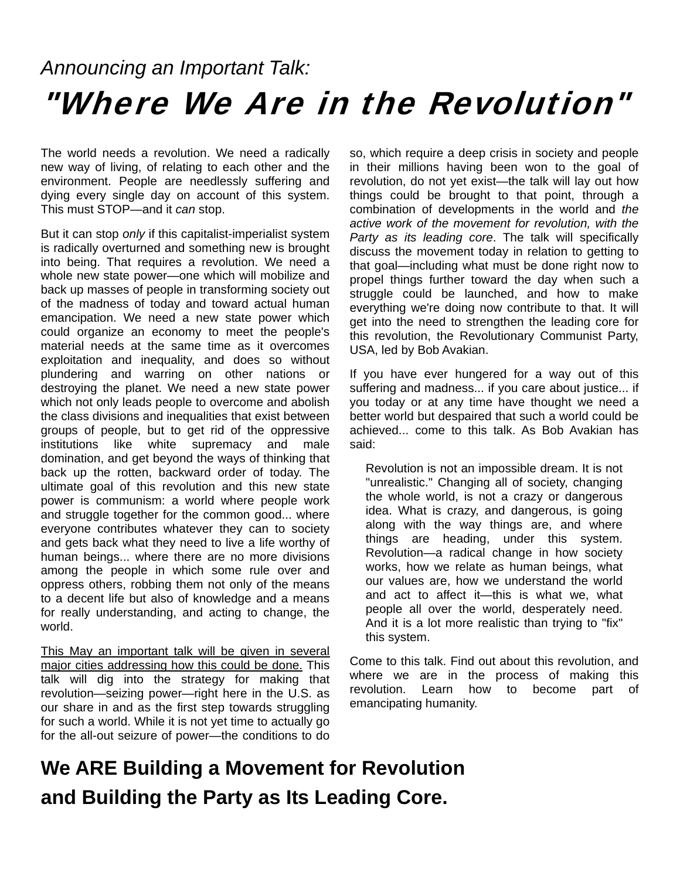*Announcing an Important Talk:*

# *"Where We Are in the Revolution"*

The world needs a revolution. We need a radically new way of living, of relating to each other and the environment. People are needlessly suffering and dying every single day on account of this system. This must STOP—and it *can* stop.

But it can stop *only* if this capitalist-imperialist system is radically overturned and something new is brought into being. That requires a revolution. We need a whole new state power—one which will mobilize and back up masses of people in transforming society out of the madness of today and toward actual human emancipation. We need a new state power which could organize an economy to meet the people's material needs at the same time as it overcomes exploitation and inequality, and does so without plundering and warring on other nations or destroying the planet. We need a new state power which not only leads people to overcome and abolish the class divisions and inequalities that exist between groups of people, but to get rid of the oppressive institutions like white supremacy and male domination, and get beyond the ways of thinking that back up the rotten, backward order of today. The ultimate goal of this revolution and this new state power is communism: a world where people work and struggle together for the common good... where everyone contributes whatever they can to society and gets back what they need to live a life worthy of human beings... where there are no more divisions among the people in which some rule over and oppress others, robbing them not only of the means to a decent life but also of knowledge and a means for really understanding, and acting to change, the world.

<u>This May an important talk will be given in several major cities addressing how this could be done.</u> This talk will dig into the strategy for making that revolution—seizing power—right here in the U.S. as our share in and as the first step towards struggling for such a world. While it is not yet time to actually go for the all-out seizure of power—the conditions to do so, which require a deep crisis in society and people in their millions having been won to the goal of revolution, do not yet exist—the talk will lay out how things could be brought to that point, through a combination of developments in the world and *the active work of the movement for revolution, with the Party as its leading core*. The talk will specifically discuss the movement today in relation to getting to that goal—including what must be done right now to propel things further toward the day when such a struggle could be launched, and how to make everything we're doing now contribute to that. It will get into the need to strengthen the leading core for this revolution, the Revolutionary Communist Party, USA, led by Bob Avakian.

If you have ever hungered for a way out of this suffering and madness... if you care about justice... if you today or at any time have thought we need a better world but despaired that such a world could be achieved... come to this talk. As Bob Avakian has said:

> Revolution is not an impossible dream. It is not "unrealistic." Changing all of society, changing the whole world, is not a crazy or dangerous idea. What is crazy, and dangerous, is going along with the way things are, and where things are heading, under this system. Revolution—a radical change in how society works, how we relate as human beings, what our values are, how we understand the world and act to affect it—this is what we, what people all over the world, desperately need. And it is a lot more realistic than trying to "fix" this system.

Come to this talk. Find out about this revolution, and where we are in the process of making this revolution. Learn how to become part of emancipating humanity.

**We ARE Building a Movement for Revolution and Building the Party as Its Leading Core.**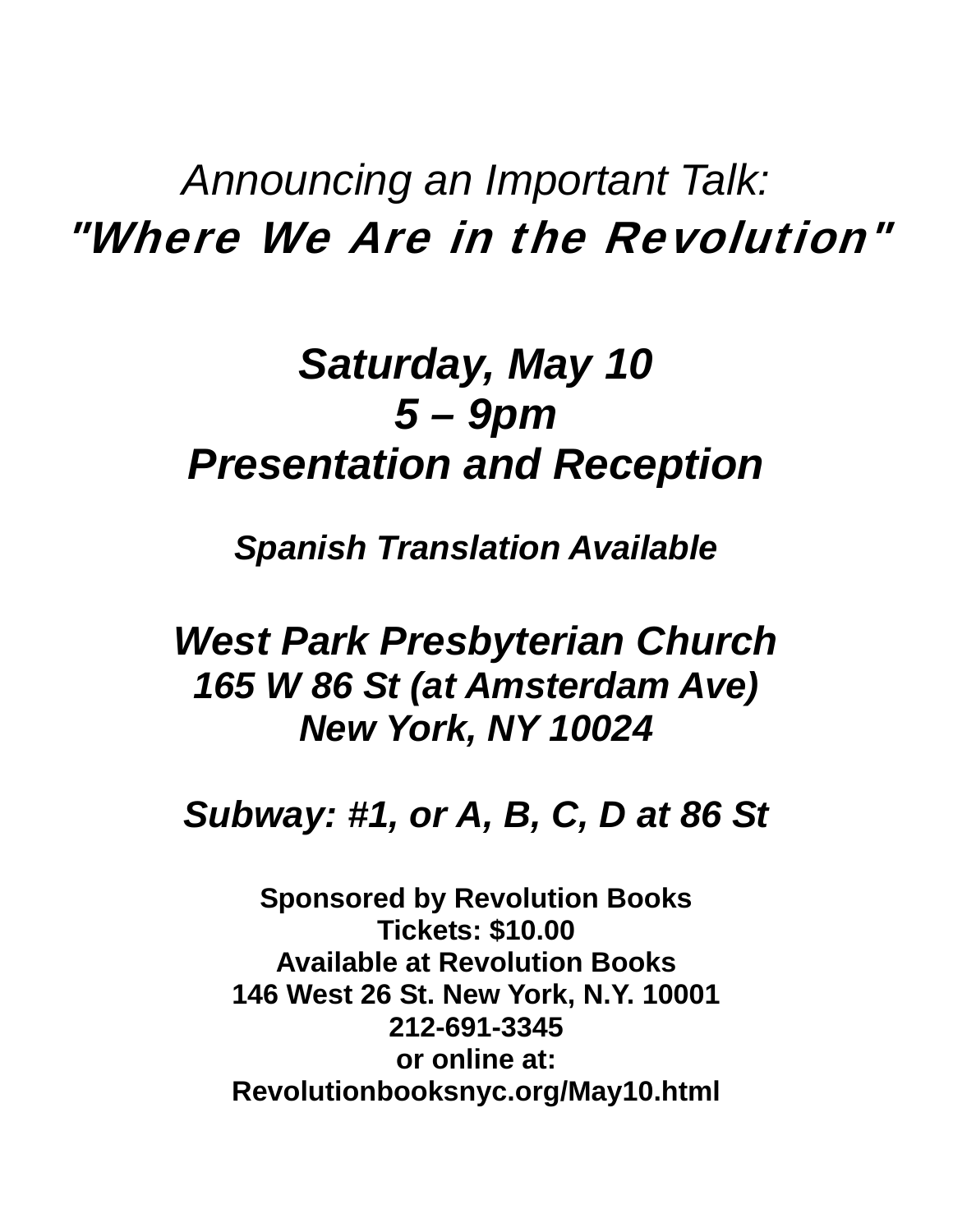*Announcing an Important Talk:*

# *"Where We Are in the Revolution"*

## *Saturday, May 10*
## *5 – 9pm*
## *Presentation and Reception*

***Spanish Translation Available***

## *West Park Presbyterian Church*
### *165 W 86 St (at Amsterdam Ave)*
### *New York, NY 10024*

### *Subway: #1, or A, B, C, D at 86 St*

**Sponsored by Revolution Books**
**Tickets: $10.00**
**Available at Revolution Books**
**146 West 26 St. New York, N.Y. 10001**
**212-691-3345**
**or online at:**
**Revolutionbooksnyc.org/May10.html**